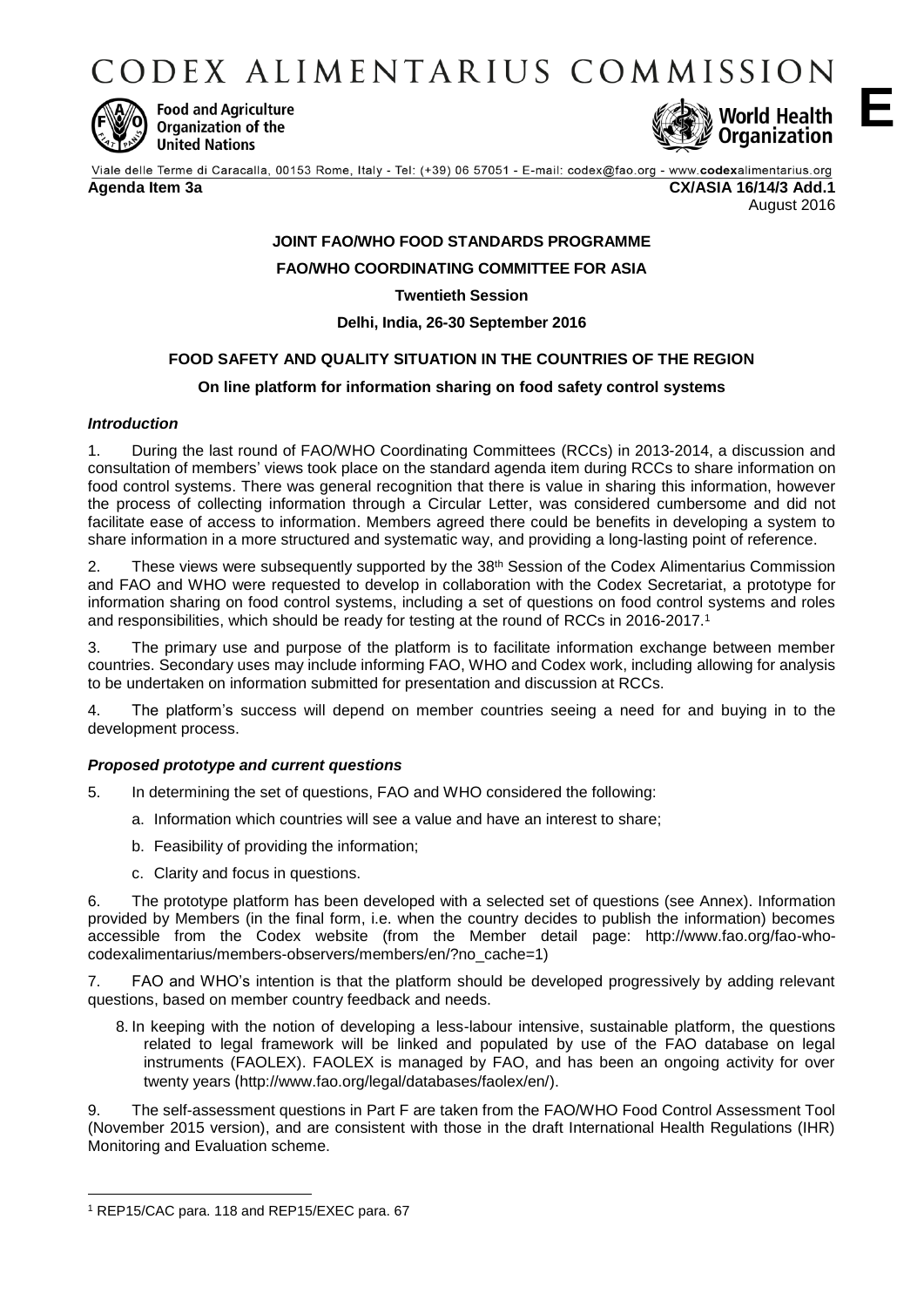# CODEX ALIMENTARIUS COMMISSION

Food and Agriculture Organization of the United Nations

World Health Organization

**E**

Viale delle Terme di Caracalla, 00153 Rome, Italy - Tel: (+39) 06 57051 - E-mail: codex@fao.org - www.codexalimentarius.org

**Agenda Item 3a** **CX/ASIA 16/14/3 Add.1**

August 2016

**JOINT FAO/WHO FOOD STANDARDS PROGRAMME**

**FAO/WHO COORDINATING COMMITTEE FOR ASIA**

**Twentieth Session**

**Delhi, India, 26-30 September 2016**

## FOOD SAFETY AND QUALITY SITUATION IN THE COUNTRIES OF THE REGION

### On line platform for information sharing on food safety control systems

#### *Introduction*

1. During the last round of FAO/WHO Coordinating Committees (RCCs) in 2013-2014, a discussion and consultation of members' views took place on the standard agenda item during RCCs to share information on food control systems. There was general recognition that there is value in sharing this information, however the process of collecting information through a Circular Letter, was considered cumbersome and did not facilitate ease of access to information. Members agreed there could be benefits in developing a system to share information in a more structured and systematic way, and providing a long-lasting point of reference.

2. These views were subsequently supported by the 38th Session of the Codex Alimentarius Commission and FAO and WHO were requested to develop in collaboration with the Codex Secretariat, a prototype for information sharing on food control systems, including a set of questions on food control systems and roles and responsibilities, which should be ready for testing at the round of RCCs in 2016-2017.[1]

3. The primary use and purpose of the platform is to facilitate information exchange between member countries. Secondary uses may include informing FAO, WHO and Codex work, including allowing for analysis to be undertaken on information submitted for presentation and discussion at RCCs.

4. The platform's success will depend on member countries seeing a need for and buying in to the development process.

#### *Proposed prototype and current questions*

5. In determining the set of questions, FAO and WHO considered the following:

   a. Information which countries will see a value and have an interest to share;

   b. Feasibility of providing the information;

   c. Clarity and focus in questions.

6. The prototype platform has been developed with a selected set of questions (see Annex). Information provided by Members (in the final form, i.e. when the country decides to publish the information) becomes accessible from the Codex website (from the Member detail page: http://www.fao.org/fao-who-codexalimentarius/members-observers/members/en/?no_cache=1)

7. FAO and WHO's intention is that the platform should be developed progressively by adding relevant questions, based on member country feedback and needs.

8. In keeping with the notion of developing a less-labour intensive, sustainable platform, the questions related to legal framework will be linked and populated by use of the FAO database on legal instruments (FAOLEX). FAOLEX is managed by FAO, and has been an ongoing activity for over twenty years (http://www.fao.org/legal/databases/faolex/en/).

9. The self-assessment questions in Part F are taken from the FAO/WHO Food Control Assessment Tool (November 2015 version), and are consistent with those in the draft International Health Regulations (IHR) Monitoring and Evaluation scheme.

---

[1] REP15/CAC para. 118 and REP15/EXEC para. 67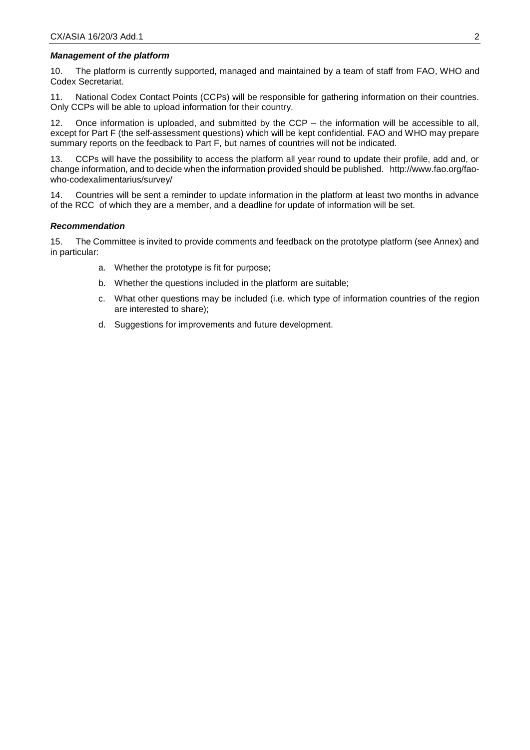***Management of the platform***

10. The platform is currently supported, managed and maintained by a team of staff from FAO, WHO and Codex Secretariat.

11. National Codex Contact Points (CCPs) will be responsible for gathering information on their countries. Only CCPs will be able to upload information for their country.

12. Once information is uploaded, and submitted by the CCP – the information will be accessible to all, except for Part F (the self-assessment questions) which will be kept confidential. FAO and WHO may prepare summary reports on the feedback to Part F, but names of countries will not be indicated.

13. CCPs will have the possibility to access the platform all year round to update their profile, add and, or change information, and to decide when the information provided should be published. http://www.fao.org/fao-who-codexalimentarius/survey/

14. Countries will be sent a reminder to update information in the platform at least two months in advance of the RCC of which they are a member, and a deadline for update of information will be set.

***Recommendation***

15. The Committee is invited to provide comments and feedback on the prototype platform (see Annex) and in particular:

a. Whether the prototype is fit for purpose;

b. Whether the questions included in the platform are suitable;

c. What other questions may be included (i.e. which type of information countries of the region are interested to share);

d. Suggestions for improvements and future development.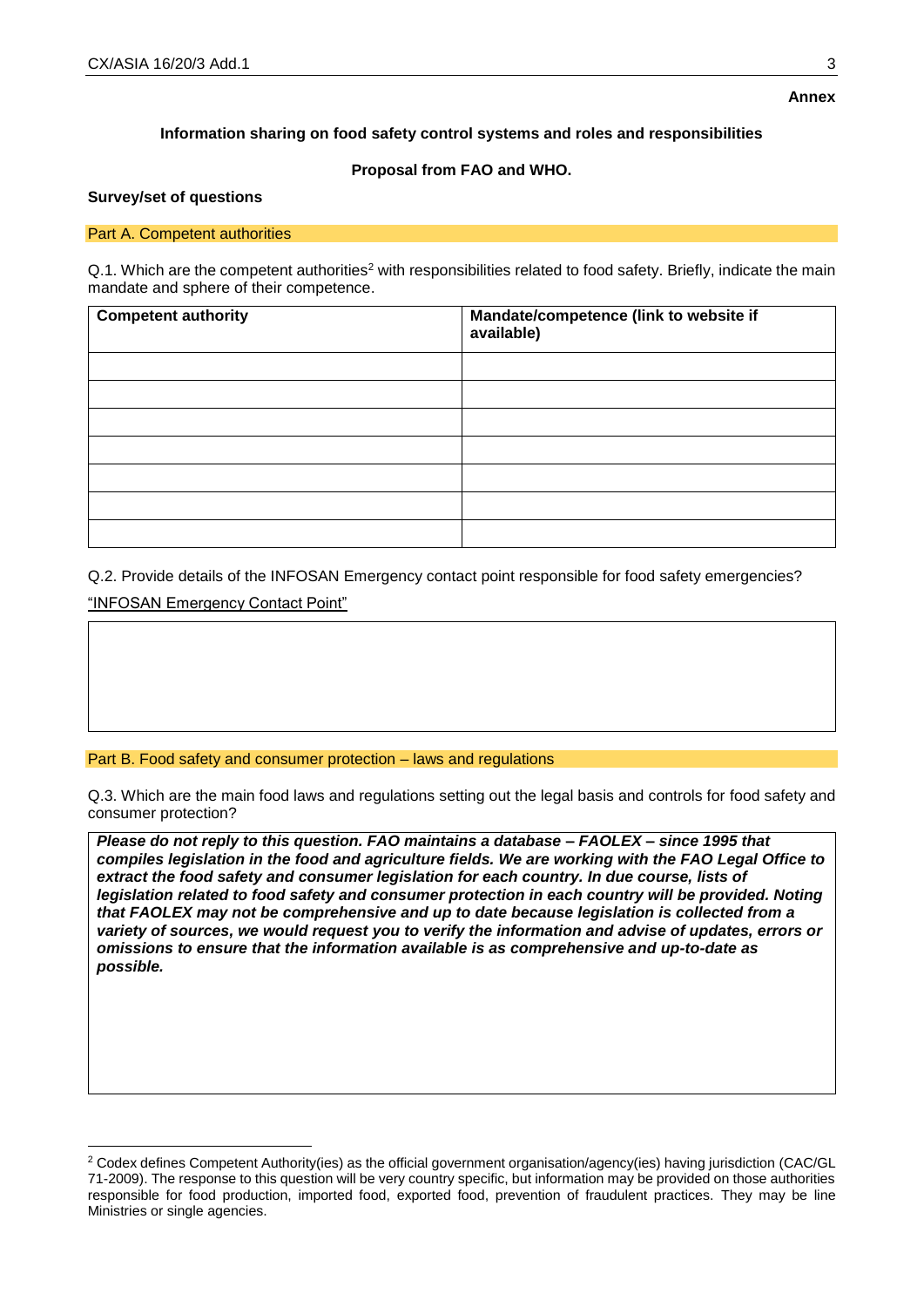**Annex**

**Information sharing on food safety control systems and roles and responsibilities**

**Proposal from FAO and WHO.**

**Survey/set of questions**

Part A. Competent authorities

Q.1. Which are the competent authorities[2] with responsibilities related to food safety. Briefly, indicate the main mandate and sphere of their competence.

| **Competent authority** | **Mandate/competence (link to website if available)** |
|---|---|
| | |
| | |
| | |
| | |
| | |
| | |
| | |

Q.2. Provide details of the INFOSAN Emergency contact point responsible for food safety emergencies?

"INFOSAN Emergency Contact Point"

| |
|---|
| |

Part B. Food safety and consumer protection – laws and regulations

Q.3. Which are the main food laws and regulations setting out the legal basis and controls for food safety and consumer protection?

| |
|---|
| ***Please do not reply to this question. FAO maintains a database – FAOLEX – since 1995 that compiles legislation in the food and agriculture fields. We are working with the FAO Legal Office to extract the food safety and consumer legislation for each country. In due course, lists of legislation related to food safety and consumer protection in each country will be provided. Noting that FAOLEX may not be comprehensive and up to date because legislation is collected from a variety of sources, we would request you to verify the information and advise of updates, errors or omissions to ensure that the information available is as comprehensive and up-to-date as possible.*** |

[2] Codex defines Competent Authority(ies) as the official government organisation/agency(ies) having jurisdiction (CAC/GL 71-2009). The response to this question will be very country specific, but information may be provided on those authorities responsible for food production, imported food, exported food, prevention of fraudulent practices. They may be line Ministries or single agencies.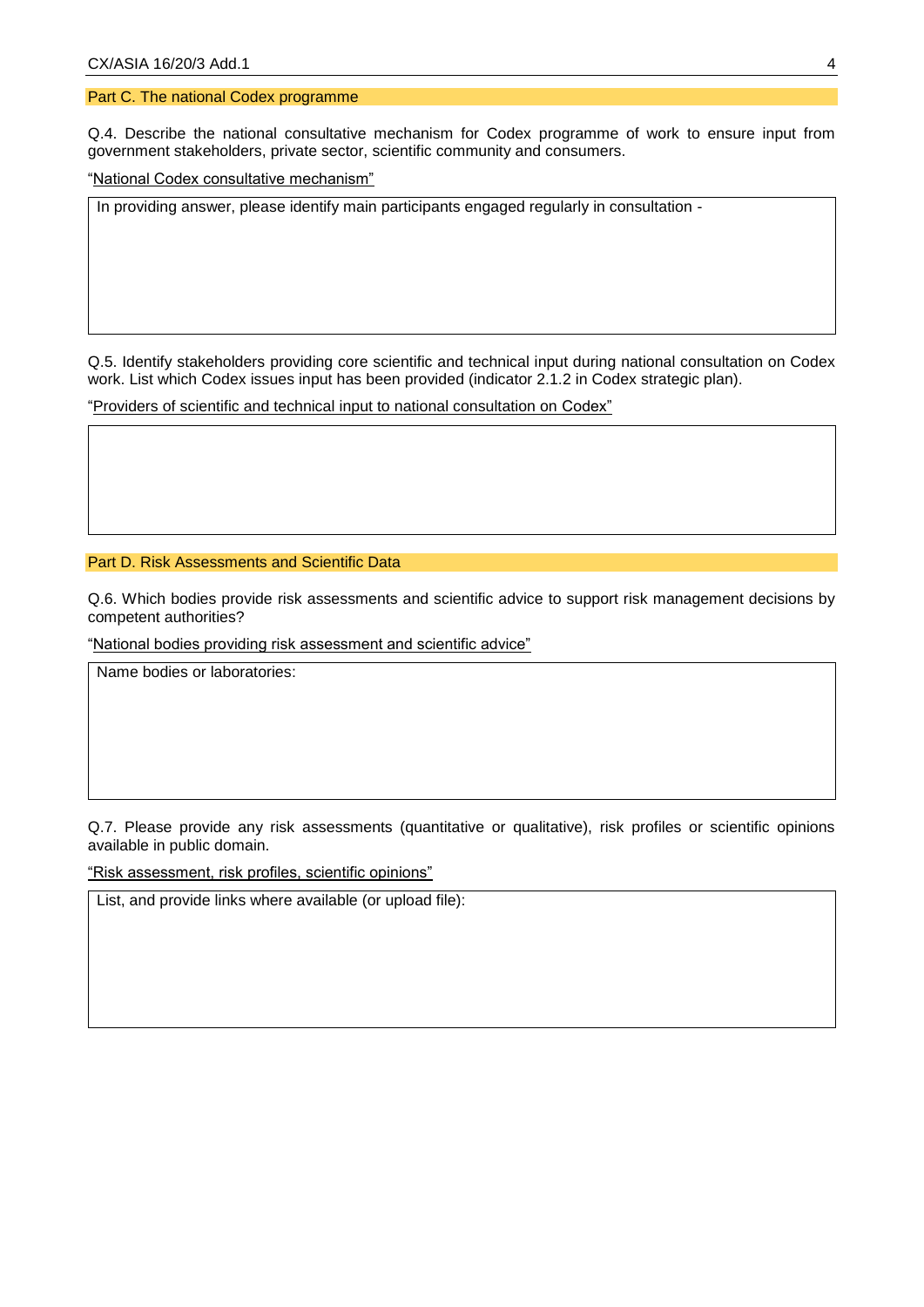## Part C. The national Codex programme

Q.4. Describe the national consultative mechanism for Codex programme of work to ensure input from government stakeholders, private sector, scientific community and consumers.

"National Codex consultative mechanism"

| |
|---|
| In providing answer, please identify main participants engaged regularly in consultation - |

Q.5. Identify stakeholders providing core scientific and technical input during national consultation on Codex work. List which Codex issues input has been provided (indicator 2.1.2 in Codex strategic plan).

"Providers of scientific and technical input to national consultation on Codex"

| |
|---|
| |

## Part D. Risk Assessments and Scientific Data

Q.6. Which bodies provide risk assessments and scientific advice to support risk management decisions by competent authorities?

"National bodies providing risk assessment and scientific advice"

| |
|---|
| Name bodies or laboratories: |

Q.7. Please provide any risk assessments (quantitative or qualitative), risk profiles or scientific opinions available in public domain.

"Risk assessment, risk profiles, scientific opinions"

| |
|---|
| List, and provide links where available (or upload file): |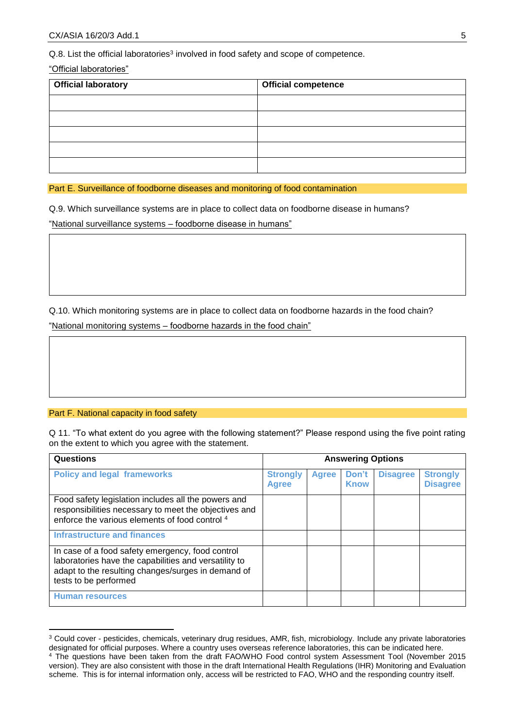Q.8. List the official laboratories[3] involved in food safety and scope of competence.

"Official laboratories"

| Official laboratory | Official competence |
|---|---|
| | |
| | |
| | |
| | |
| | |

## Part E. Surveillance of foodborne diseases and monitoring of food contamination

Q.9. Which surveillance systems are in place to collect data on foodborne disease in humans?

"National surveillance systems – foodborne disease in humans"

| |
|---|
| |

Q.10. Which monitoring systems are in place to collect data on foodborne hazards in the food chain?

"National monitoring systems – foodborne hazards in the food chain"

| |
|---|
| |

## Part F. National capacity in food safety

Q 11. "To what extent do you agree with the following statement?" Please respond using the five point rating on the extent to which you agree with the statement.

| Questions | Answering Options | | | | |
|---|---|---|---|---|---|
| **Policy and legal frameworks** | **Strongly Agree** | **Agree** | **Don't Know** | **Disagree** | **Strongly Disagree** |
| Food safety legislation includes all the powers and responsibilities necessary to meet the objectives and enforce the various elements of food control [4] | | | | | |
| **Infrastructure and finances** | | | | | |
| In case of a food safety emergency, food control laboratories have the capabilities and versatility to adapt to the resulting changes/surges in demand of tests to be performed | | | | | |
| **Human resources** | | | | | |

[3] Could cover - pesticides, chemicals, veterinary drug residues, AMR, fish, microbiology. Include any private laboratories designated for official purposes. Where a country uses overseas reference laboratories, this can be indicated here.

[4] The questions have been taken from the draft FAO/WHO Food control system Assessment Tool (November 2015 version). They are also consistent with those in the draft International Health Regulations (IHR) Monitoring and Evaluation scheme. This is for internal information only, access will be restricted to FAO, WHO and the responding country itself.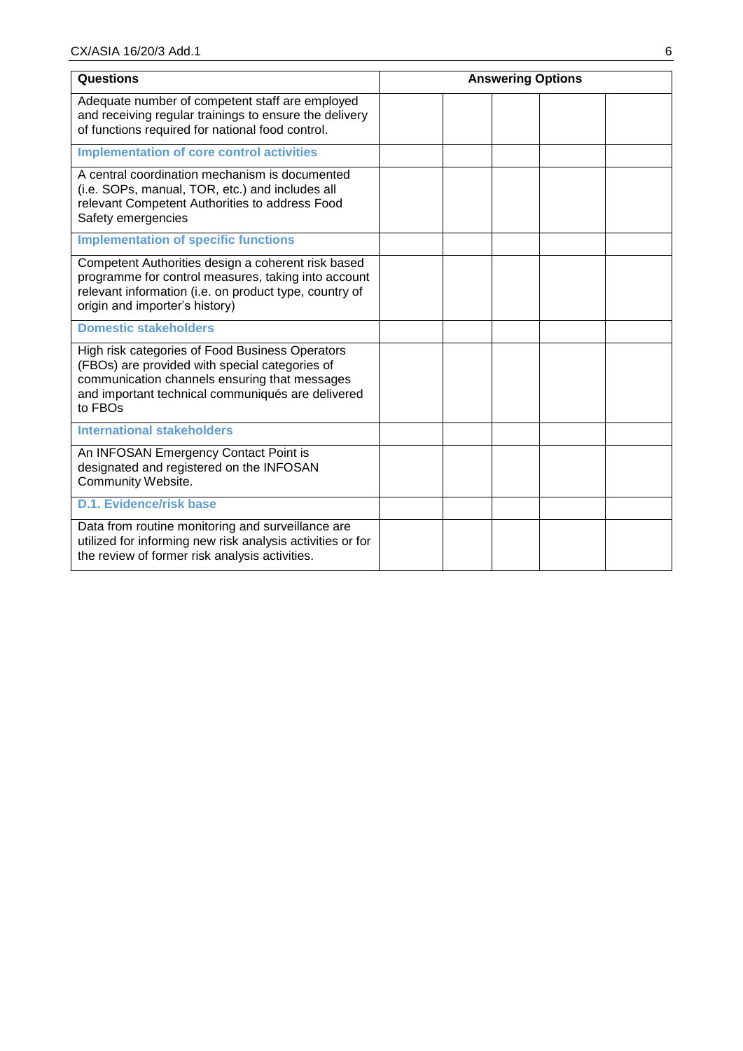| Questions | Answering Options | | | | |
|---|---|---|---|---|---|
| Adequate number of competent staff are employed and receiving regular trainings to ensure the delivery of functions required for national food control. | | | | | |
| **Implementation of core control activities** | | | | | |
| A central coordination mechanism is documented (i.e. SOPs, manual, TOR, etc.) and includes all relevant Competent Authorities to address Food Safety emergencies | | | | | |
| **Implementation of specific functions** | | | | | |
| Competent Authorities design a coherent risk based programme for control measures, taking into account relevant information (i.e. on product type, country of origin and importer's history) | | | | | |
| **Domestic stakeholders** | | | | | |
| High risk categories of Food Business Operators (FBOs) are provided with special categories of communication channels ensuring that messages and important technical communiqués are delivered to FBOs | | | | | |
| **International stakeholders** | | | | | |
| An INFOSAN Emergency Contact Point is designated and registered on the INFOSAN Community Website. | | | | | |
| **D.1. Evidence/risk base** | | | | | |
| Data from routine monitoring and surveillance are utilized for informing new risk analysis activities or for the review of former risk analysis activities. | | | | | |